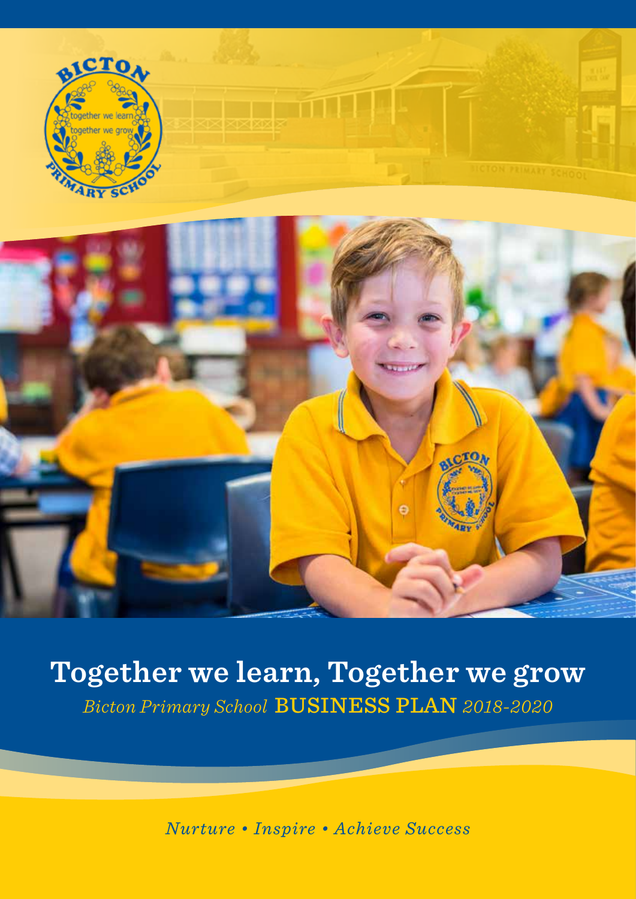# Together we learn, Together we grow

*Bicton Primary School* BUSINESS PLAN *2018-2020*

*Nurture • Inspire • Achieve Success*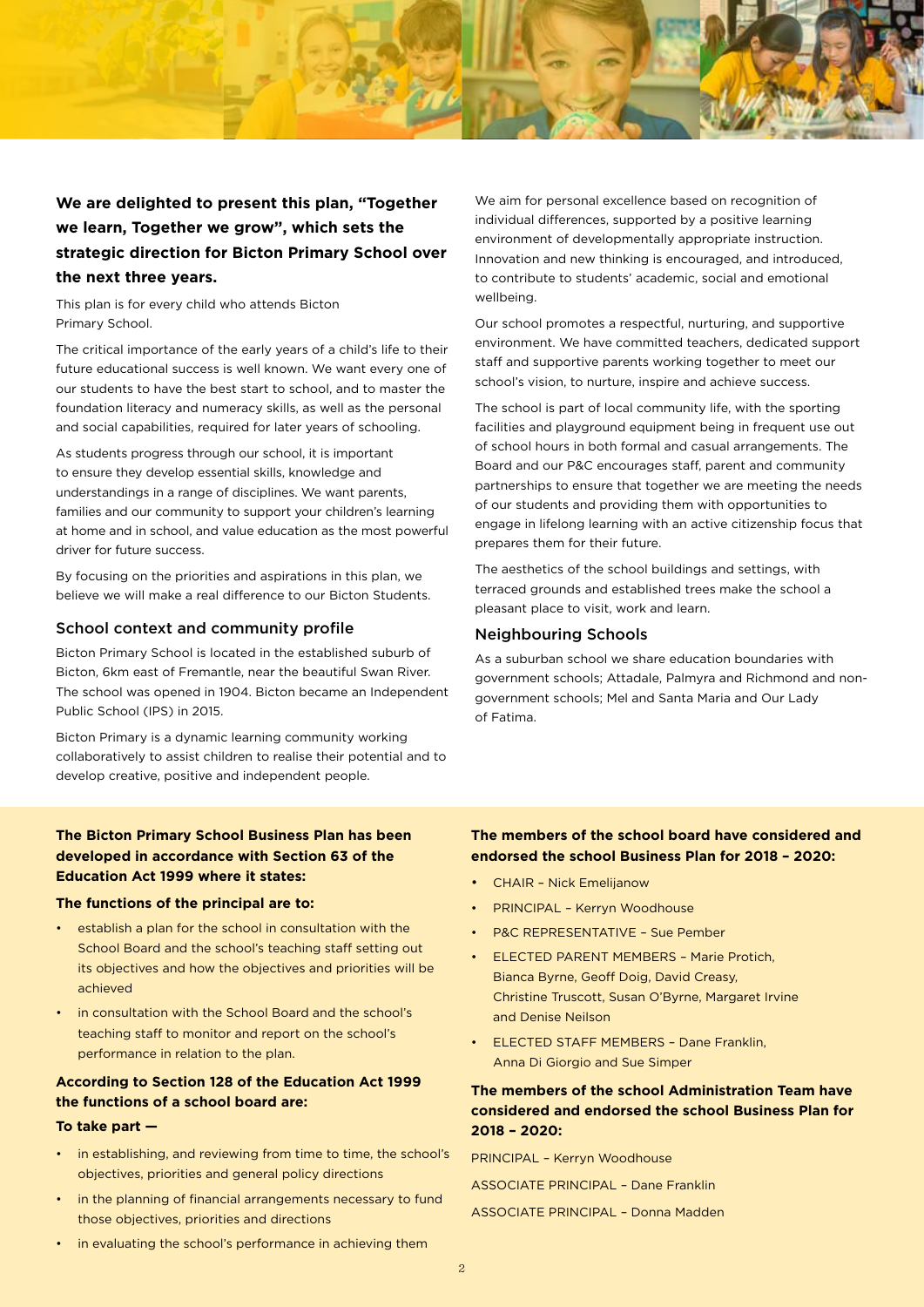**We are delighted to present this plan, "Together we learn, Together we grow", which sets the strategic direction for Bicton Primary School over the next three years.**

This plan is for every child who attends Bicton Primary School.

The critical importance of the early years of a child's life to their future educational success is well known. We want every one of our students to have the best start to school, and to master the foundation literacy and numeracy skills, as well as the personal and social capabilities, required for later years of schooling.

As students progress through our school, it is important to ensure they develop essential skills, knowledge and understandings in a range of disciplines. We want parents, families and our community to support your children's learning at home and in school, and value education as the most powerful driver for future success.

By focusing on the priorities and aspirations in this plan, we believe we will make a real difference to our Bicton Students.

## School context and community profile

Bicton Primary School is located in the established suburb of Bicton, 6km east of Fremantle, near the beautiful Swan River. The school was opened in 1904. Bicton became an Independent Public School (IPS) in 2015.

Bicton Primary is a dynamic learning community working collaboratively to assist children to realise their potential and to develop creative, positive and independent people.

We aim for personal excellence based on recognition of individual differences, supported by a positive learning environment of developmentally appropriate instruction. Innovation and new thinking is encouraged, and introduced, to contribute to students' academic, social and emotional wellbeing.

Our school promotes a respectful, nurturing, and supportive environment. We have committed teachers, dedicated support staff and supportive parents working together to meet our school's vision, to nurture, inspire and achieve success.

The school is part of local community life, with the sporting facilities and playground equipment being in frequent use out of school hours in both formal and casual arrangements. The Board and our P&C encourages staff, parent and community partnerships to ensure that together we are meeting the needs of our students and providing them with opportunities to engage in lifelong learning with an active citizenship focus that prepares them for their future.

The aesthetics of the school buildings and settings, with terraced grounds and established trees make the school a pleasant place to visit, work and learn.

## Neighbouring Schools

As a suburban school we share education boundaries with government schools; Attadale, Palmyra and Richmond and non-government schools; Mel and Santa Maria and Our Lady of Fatima.

**The Bicton Primary School Business Plan has been developed in accordance with Section 63 of the Education Act 1999 where it states:**

**The functions of the principal are to:**

- establish a plan for the school in consultation with the School Board and the school's teaching staff setting out its objectives and how the objectives and priorities will be achieved
- in consultation with the School Board and the school's teaching staff to monitor and report on the school's performance in relation to the plan.

**According to Section 128 of the Education Act 1999 the functions of a school board are:**

**To take part —**

- in establishing, and reviewing from time to time, the school's objectives, priorities and general policy directions
- in the planning of financial arrangements necessary to fund those objectives, priorities and directions
- in evaluating the school's performance in achieving them

**The members of the school board have considered and endorsed the school Business Plan for 2018 – 2020:**

- CHAIR – Nick Emelijanow
- PRINCIPAL – Kerryn Woodhouse
- P&C REPRESENTATIVE – Sue Pember
- ELECTED PARENT MEMBERS – Marie Protich, Bianca Byrne, Geoff Doig, David Creasy, Christine Truscott, Susan O'Byrne, Margaret Irvine and Denise Neilson
- ELECTED STAFF MEMBERS – Dane Franklin, Anna Di Giorgio and Sue Simper

**The members of the school Administration Team have considered and endorsed the school Business Plan for 2018 – 2020:**

PRINCIPAL – Kerryn Woodhouse

ASSOCIATE PRINCIPAL – Dane Franklin

ASSOCIATE PRINCIPAL – Donna Madden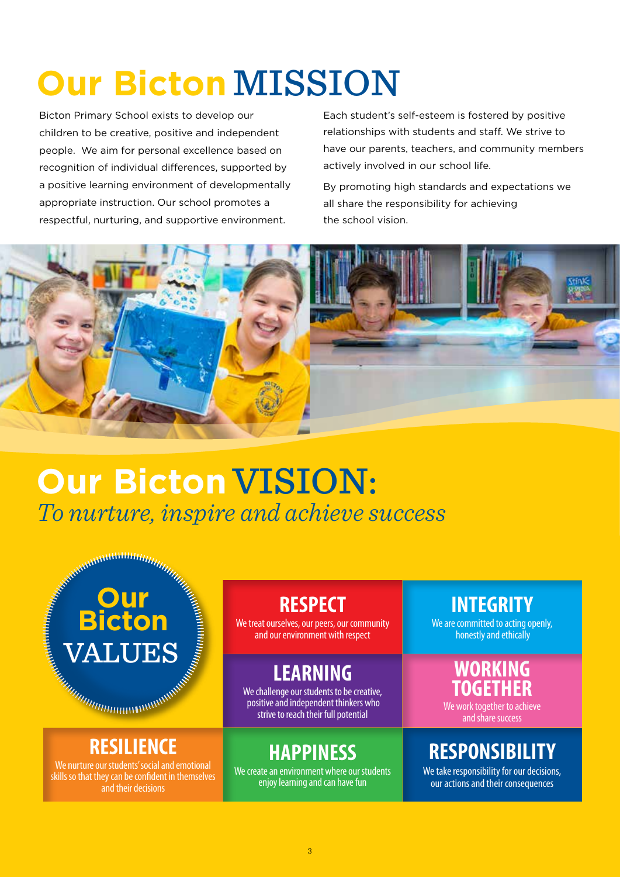# Our Bicton MISSION

Bicton Primary School exists to develop our children to be creative, positive and independent people. We aim for personal excellence based on recognition of individual differences, supported by a positive learning environment of developmentally appropriate instruction. Our school promotes a respectful, nurturing, and supportive environment.

Each student's self-esteem is fostered by positive relationships with students and staff. We strive to have our parents, teachers, and community members actively involved in our school life.

By promoting high standards and expectations we all share the responsibility for achieving the school vision.

# Our Bicton VISION:

*To nurture, inspire and achieve success*

## Our Bicton VALUES

### RESPECT

We treat ourselves, our peers, our community and our environment with respect

### INTEGRITY

We are committed to acting openly, honestly and ethically

### LEARNING

We challenge our students to be creative, positive and independent thinkers who strive to reach their full potential

### WORKING TOGETHER

We work together to achieve and share success

### RESILIENCE

We nurture our students' social and emotional skills so that they can be confident in themselves and their decisions

### HAPPINESS

We create an environment where our students enjoy learning and can have fun

### RESPONSIBILITY

We take responsibility for our decisions, our actions and their consequences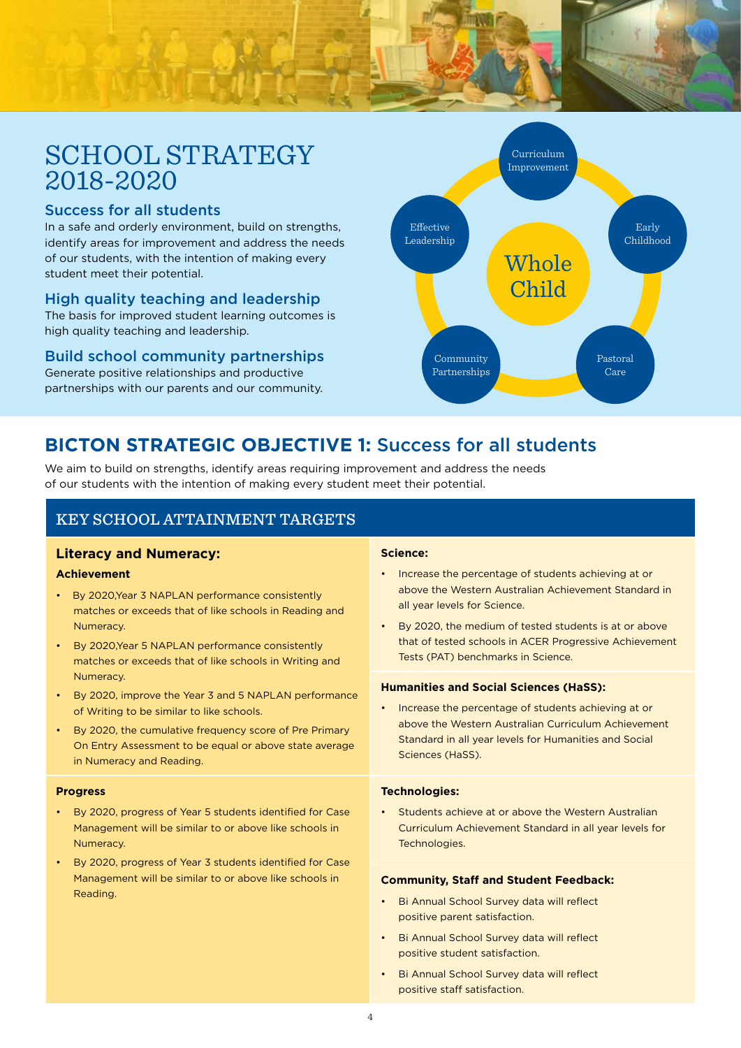# SCHOOL STRATEGY 2018-2020

### Success for all students

In a safe and orderly environment, build on strengths, identify areas for improvement and address the needs of our students, with the intention of making every student meet their potential.

### High quality teaching and leadership

The basis for improved student learning outcomes is high quality teaching and leadership.

### Build school community partnerships

Generate positive relationships and productive partnerships with our parents and our community.

Curriculum Improvement

Effective Leadership

Early Childhood

Whole Child

Community Partnerships

Pastoral Care

## BICTON STRATEGIC OBJECTIVE 1: Success for all students

We aim to build on strengths, identify areas requiring improvement and address the needs of our students with the intention of making every student meet their potential.

## KEY SCHOOL ATTAINMENT TARGETS

### Literacy and Numeracy:

**Achievement**

- By 2020,Year 3 NAPLAN performance consistently matches or exceeds that of like schools in Reading and Numeracy.
- By 2020,Year 5 NAPLAN performance consistently matches or exceeds that of like schools in Writing and Numeracy.
- By 2020, improve the Year 3 and 5 NAPLAN performance of Writing to be similar to like schools.
- By 2020, the cumulative frequency score of Pre Primary On Entry Assessment to be equal or above state average in Numeracy and Reading.

**Progress**

- By 2020, progress of Year 5 students identified for Case Management will be similar to or above like schools in Numeracy.
- By 2020, progress of Year 3 students identified for Case Management will be similar to or above like schools in Reading.

**Science:**

- Increase the percentage of students achieving at or above the Western Australian Achievement Standard in all year levels for Science.
- By 2020, the medium of tested students is at or above that of tested schools in ACER Progressive Achievement Tests (PAT) benchmarks in Science.

**Humanities and Social Sciences (HaSS):**

- Increase the percentage of students achieving at or above the Western Australian Curriculum Achievement Standard in all year levels for Humanities and Social Sciences (HaSS).

**Technologies:**

- Students achieve at or above the Western Australian Curriculum Achievement Standard in all year levels for Technologies.

**Community, Staff and Student Feedback:**

- Bi Annual School Survey data will reflect positive parent satisfaction.
- Bi Annual School Survey data will reflect positive student satisfaction.
- Bi Annual School Survey data will reflect positive staff satisfaction.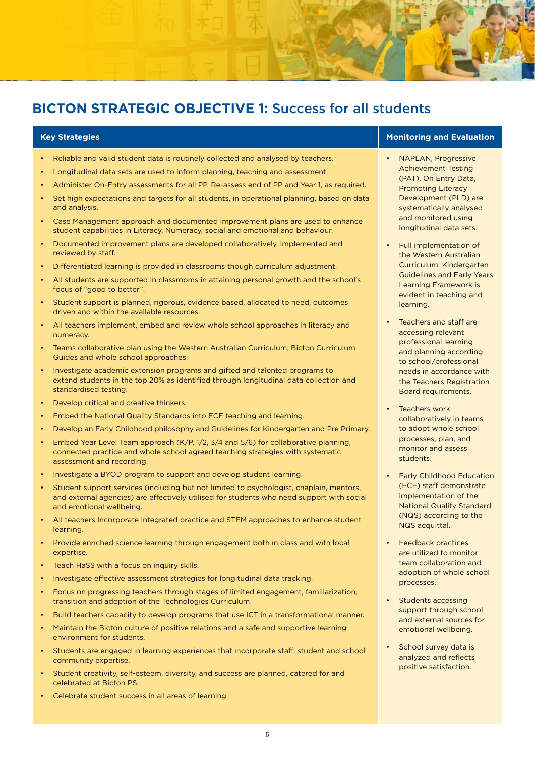## BICTON STRATEGIC OBJECTIVE 1: Success for all students

### Key Strategies

- Reliable and valid student data is routinely collected and analysed by teachers.
- Longitudinal data sets are used to inform planning, teaching and assessment.
- Administer On-Entry assessments for all PP. Re-assess end of PP and Year 1, as required.
- Set high expectations and targets for all students, in operational planning, based on data and analysis.
- Case Management approach and documented improvement plans are used to enhance student capabilities in Literacy, Numeracy, social and emotional and behaviour.
- Documented improvement plans are developed collaboratively, implemented and reviewed by staff.
- Differentiated learning is provided in classrooms though curriculum adjustment.
- All students are supported in classrooms in attaining personal growth and the school's focus of "good to better".
- Student support is planned, rigorous, evidence based, allocated to need, outcomes driven and within the available resources.
- All teachers implement, embed and review whole school approaches in literacy and numeracy.
- Teams collaborative plan using the Western Australian Curriculum, Bicton Curriculum Guides and whole school approaches.
- Investigate academic extension programs and gifted and talented programs to extend students in the top 20% as identified through longitudinal data collection and standardised testing.
- Develop critical and creative thinkers.
- Embed the National Quality Standards into ECE teaching and learning.
- Develop an Early Childhood philosophy and Guidelines for Kindergarten and Pre Primary.
- Embed Year Level Team approach (K/P, 1/2, 3/4 and 5/6) for collaborative planning, connected practice and whole school agreed teaching strategies with systematic assessment and recording.
- Investigate a BYOD program to support and develop student learning.
- Student support services (including but not limited to psychologist, chaplain, mentors, and external agencies) are effectively utilised for students who need support with social and emotional wellbeing.
- All teachers Incorporate integrated practice and STEM approaches to enhance student learning.
- Provide enriched science learning through engagement both in class and with local expertise.
- Teach HaSS with a focus on inquiry skills.
- Investigate effective assessment strategies for longitudinal data tracking.
- Focus on progressing teachers through stages of limited engagement, familiarization, transition and adoption of the Technologies Curriculum.
- Build teachers capacity to develop programs that use ICT in a transformational manner.
- Maintain the Bicton culture of positive relations and a safe and supportive learning environment for students.
- Students are engaged in learning experiences that incorporate staff, student and school community expertise.
- Student creativity, self-esteem, diversity, and success are planned, catered for and celebrated at Bicton PS.
- Celebrate student success in all areas of learning.

### Monitoring and Evaluation

- NAPLAN, Progressive Achievement Testing (PAT), On Entry Data, Promoting Literacy Development (PLD) are systematically analysed and monitored using longitudinal data sets.
- Full implementation of the Western Australian Curriculum, Kindergarten Guidelines and Early Years Learning Framework is evident in teaching and learning.
- Teachers and staff are accessing relevant professional learning and planning according to school/professional needs in accordance with the Teachers Registration Board requirements.
- Teachers work collaboratively in teams to adopt whole school processes, plan, and monitor and assess students.
- Early Childhood Education (ECE) staff demonstrate implementation of the National Quality Standard (NQS) according to the NQS acquittal.
- Feedback practices are utilized to monitor team collaboration and adoption of whole school processes.
- Students accessing support through school and external sources for emotional wellbeing.
- School survey data is analyzed and reflects positive satisfaction.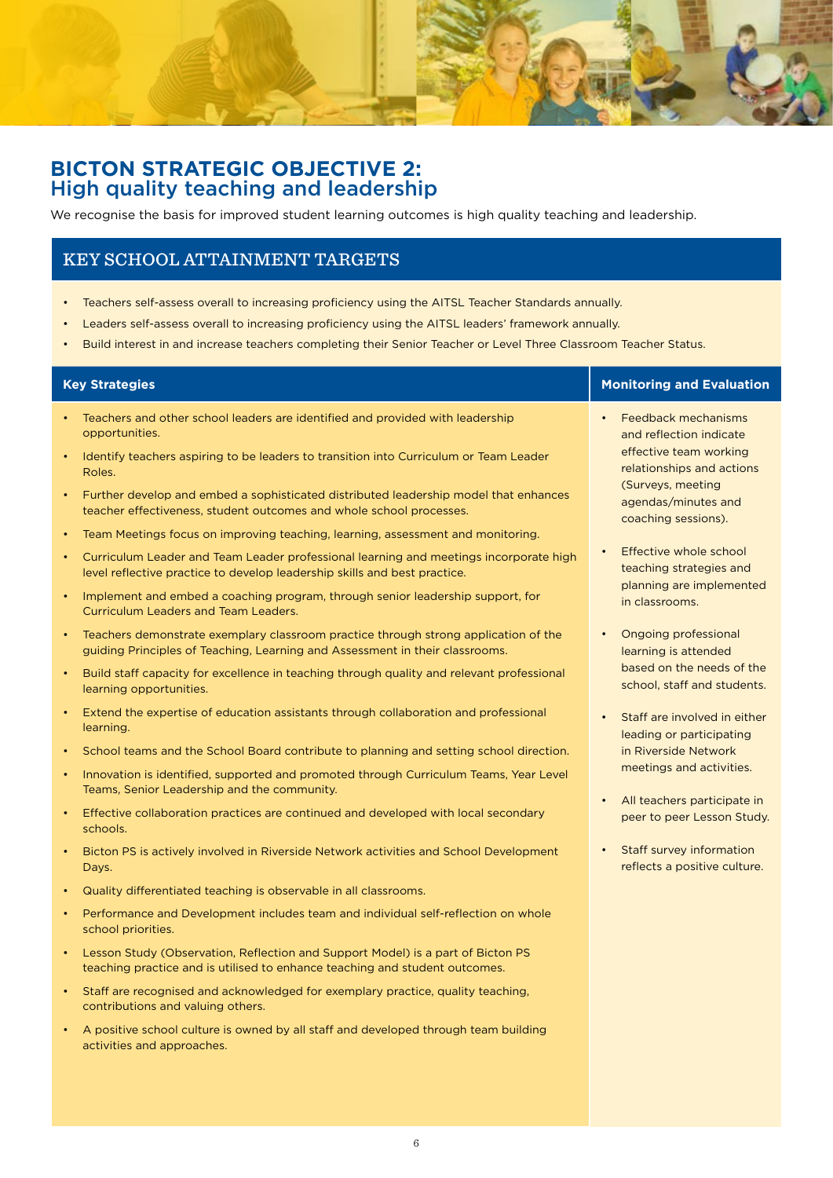# BICTON STRATEGIC OBJECTIVE 2:
## High quality teaching and leadership

We recognise the basis for improved student learning outcomes is high quality teaching and leadership.

### KEY SCHOOL ATTAINMENT TARGETS

- Teachers self-assess overall to increasing proficiency using the AITSL Teacher Standards annually.
- Leaders self-assess overall to increasing proficiency using the AITSL leaders' framework annually.
- Build interest in and increase teachers completing their Senior Teacher or Level Three Classroom Teacher Status.

### Key Strategies

- Teachers and other school leaders are identified and provided with leadership opportunities.
- Identify teachers aspiring to be leaders to transition into Curriculum or Team Leader Roles.
- Further develop and embed a sophisticated distributed leadership model that enhances teacher effectiveness, student outcomes and whole school processes.
- Team Meetings focus on improving teaching, learning, assessment and monitoring.
- Curriculum Leader and Team Leader professional learning and meetings incorporate high level reflective practice to develop leadership skills and best practice.
- Implement and embed a coaching program, through senior leadership support, for Curriculum Leaders and Team Leaders.
- Teachers demonstrate exemplary classroom practice through strong application of the guiding Principles of Teaching, Learning and Assessment in their classrooms.
- Build staff capacity for excellence in teaching through quality and relevant professional learning opportunities.
- Extend the expertise of education assistants through collaboration and professional learning.
- School teams and the School Board contribute to planning and setting school direction.
- Innovation is identified, supported and promoted through Curriculum Teams, Year Level Teams, Senior Leadership and the community.
- Effective collaboration practices are continued and developed with local secondary schools.
- Bicton PS is actively involved in Riverside Network activities and School Development Days.
- Quality differentiated teaching is observable in all classrooms.
- Performance and Development includes team and individual self-reflection on whole school priorities.
- Lesson Study (Observation, Reflection and Support Model) is a part of Bicton PS teaching practice and is utilised to enhance teaching and student outcomes.
- Staff are recognised and acknowledged for exemplary practice, quality teaching, contributions and valuing others.
- A positive school culture is owned by all staff and developed through team building activities and approaches.

### Monitoring and Evaluation

- Feedback mechanisms and reflection indicate effective team working relationships and actions (Surveys, meeting agendas/minutes and coaching sessions).
- Effective whole school teaching strategies and planning are implemented in classrooms.
- Ongoing professional learning is attended based on the needs of the school, staff and students.
- Staff are involved in either leading or participating in Riverside Network meetings and activities.
- All teachers participate in peer to peer Lesson Study.
- Staff survey information reflects a positive culture.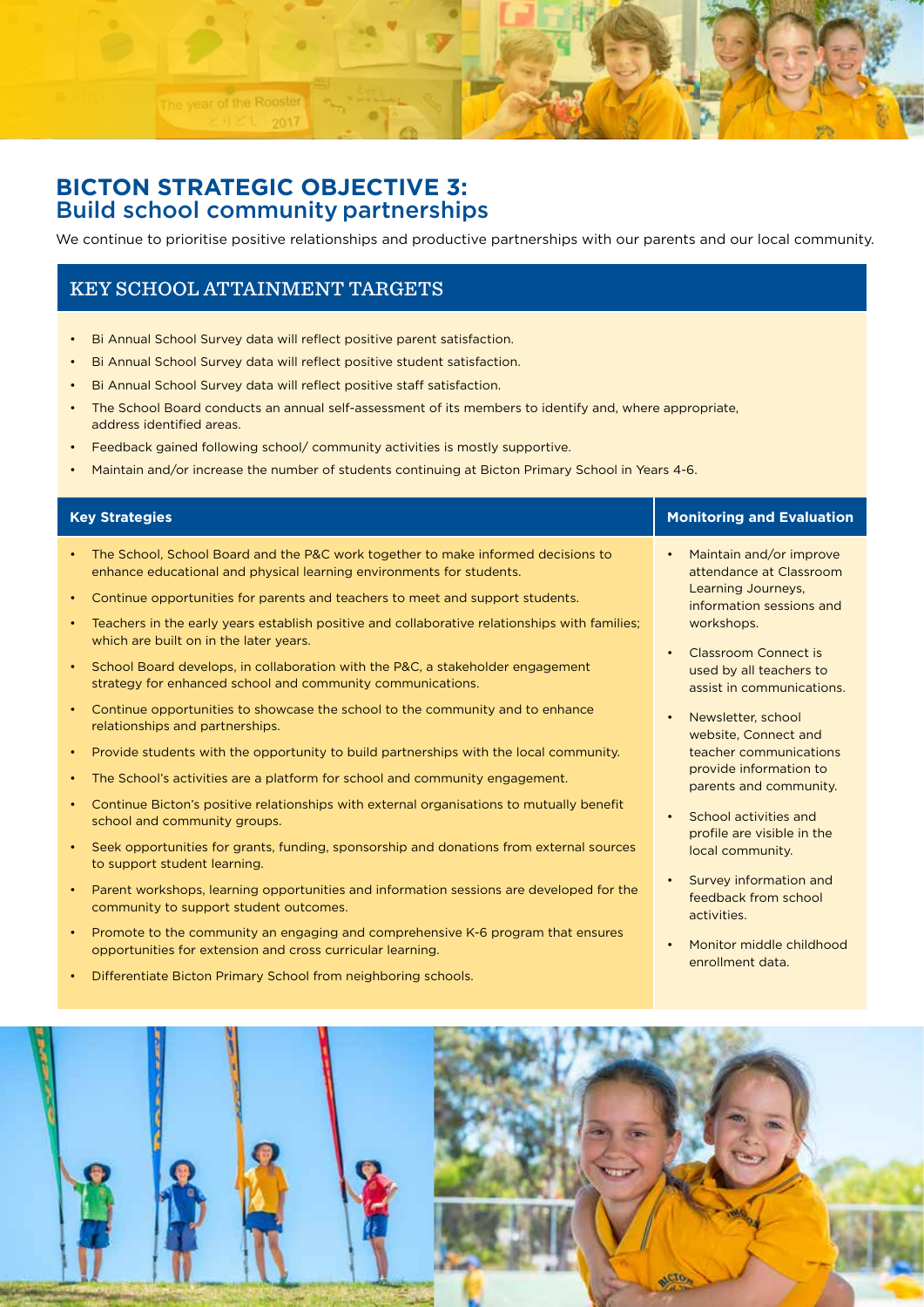## BICTON STRATEGIC OBJECTIVE 3:
## Build school community partnerships

We continue to prioritise positive relationships and productive partnerships with our parents and our local community.

### KEY SCHOOL ATTAINMENT TARGETS

- Bi Annual School Survey data will reflect positive parent satisfaction.
- Bi Annual School Survey data will reflect positive student satisfaction.
- Bi Annual School Survey data will reflect positive staff satisfaction.
- The School Board conducts an annual self-assessment of its members to identify and, where appropriate, address identified areas.
- Feedback gained following school/ community activities is mostly supportive.
- Maintain and/or increase the number of students continuing at Bicton Primary School in Years 4-6.

### Key Strategies

- The School, School Board and the P&C work together to make informed decisions to enhance educational and physical learning environments for students.
- Continue opportunities for parents and teachers to meet and support students.
- Teachers in the early years establish positive and collaborative relationships with families; which are built on in the later years.
- School Board develops, in collaboration with the P&C, a stakeholder engagement strategy for enhanced school and community communications.
- Continue opportunities to showcase the school to the community and to enhance relationships and partnerships.
- Provide students with the opportunity to build partnerships with the local community.
- The School's activities are a platform for school and community engagement.
- Continue Bicton's positive relationships with external organisations to mutually benefit school and community groups.
- Seek opportunities for grants, funding, sponsorship and donations from external sources to support student learning.
- Parent workshops, learning opportunities and information sessions are developed for the community to support student outcomes.
- Promote to the community an engaging and comprehensive K-6 program that ensures opportunities for extension and cross curricular learning.
- Differentiate Bicton Primary School from neighboring schools.

### Monitoring and Evaluation

- Maintain and/or improve attendance at Classroom Learning Journeys, information sessions and workshops.
- Classroom Connect is used by all teachers to assist in communications.
- Newsletter, school website, Connect and teacher communications provide information to parents and community.
- School activities and profile are visible in the local community.
- Survey information and feedback from school activities.
- Monitor middle childhood enrollment data.